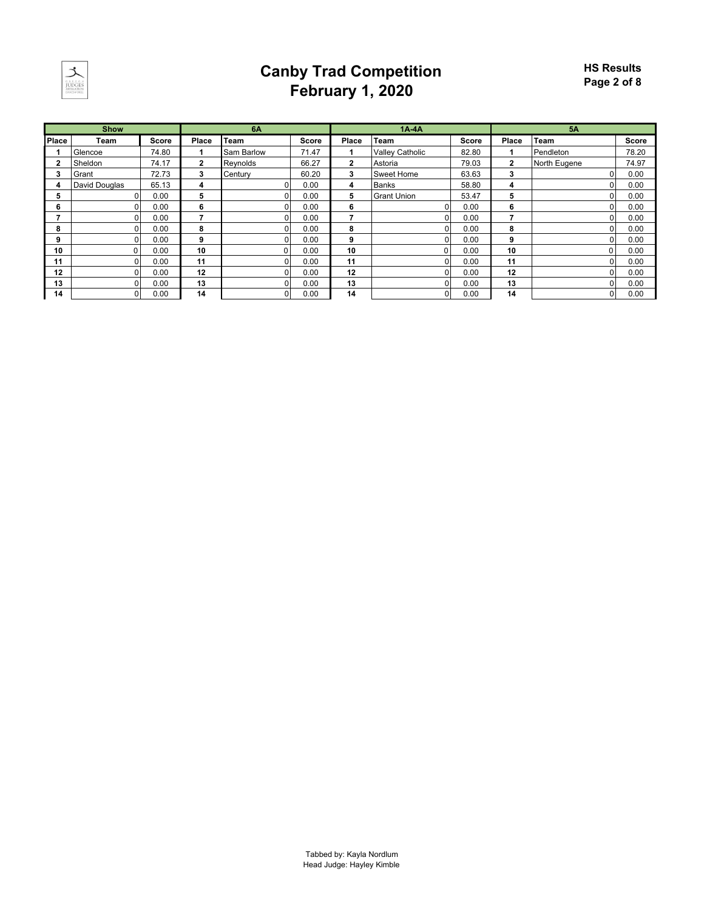# Canby Trad Competition
## February 1, 2020

**HS Results**

| Show | | | 6A | | | 1A-4A | | | 5A | | |
|---|---|---|---|---|---|---|---|---|---|---|---|
| Place | Team | Score | Place | Team | Score | Place | Team | Score | Place | Team | Score |
| 1 | Glencoe | 74.80 | 1 | Sam Barlow | 71.47 | 1 | Valley Catholic | 82.80 | 1 | Pendleton | 78.20 |
| 2 | Sheldon | 74.17 | 2 | Reynolds | 66.27 | 2 | Astoria | 79.03 | 2 | North Eugene | 74.97 |
| 3 | Grant | 72.73 | 3 | Century | 60.20 | 3 | Sweet Home | 63.63 | 3 | 0 | 0.00 |
| 4 | David Douglas | 65.13 | 4 | 0 | 0.00 | 4 | Banks | 58.80 | 4 | 0 | 0.00 |
| 5 | 0 | 0.00 | 5 | 0 | 0.00 | 5 | Grant Union | 53.47 | 5 | 0 | 0.00 |
| 6 | 0 | 0.00 | 6 | 0 | 0.00 | 6 | 0 | 0.00 | 6 | 0 | 0.00 |
| 7 | 0 | 0.00 | 7 | 0 | 0.00 | 7 | 0 | 0.00 | 7 | 0 | 0.00 |
| 8 | 0 | 0.00 | 8 | 0 | 0.00 | 8 | 0 | 0.00 | 8 | 0 | 0.00 |
| 9 | 0 | 0.00 | 9 | 0 | 0.00 | 9 | 0 | 0.00 | 9 | 0 | 0.00 |
| 10 | 0 | 0.00 | 10 | 0 | 0.00 | 10 | 0 | 0.00 | 10 | 0 | 0.00 |
| 11 | 0 | 0.00 | 11 | 0 | 0.00 | 11 | 0 | 0.00 | 11 | 0 | 0.00 |
| 12 | 0 | 0.00 | 12 | 0 | 0.00 | 12 | 0 | 0.00 | 12 | 0 | 0.00 |
| 13 | 0 | 0.00 | 13 | 0 | 0.00 | 13 | 0 | 0.00 | 13 | 0 | 0.00 |
| 14 | 0 | 0.00 | 14 | 0 | 0.00 | 14 | 0 | 0.00 | 14 | 0 | 0.00 |

Tabbed by: Kayla Nordlum
Head Judge: Hayley Kimble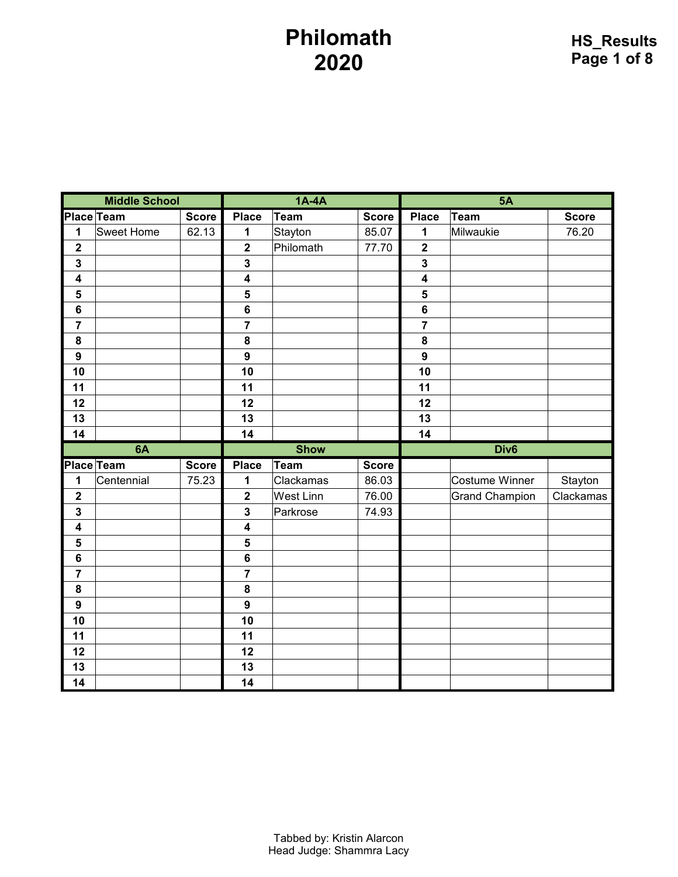# Philomath 2020

HS_Results

| Middle School | | | 1A-4A | | | 5A | | |
|---|---|---|---|---|---|---|---|---|
| Place | Team | Score | Place | Team | Score | Place | Team | Score |
| 1 | Sweet Home | 62.13 | 1 | Stayton | 85.07 | 1 | Milwaukie | 76.20 |
| 2 | | | 2 | Philomath | 77.70 | 2 | | |
| 3 | | | 3 | | | 3 | | |
| 4 | | | 4 | | | 4 | | |
| 5 | | | 5 | | | 5 | | |
| 6 | | | 6 | | | 6 | | |
| 7 | | | 7 | | | 7 | | |
| 8 | | | 8 | | | 8 | | |
| 9 | | | 9 | | | 9 | | |
| 10 | | | 10 | | | 10 | | |
| 11 | | | 11 | | | 11 | | |
| 12 | | | 12 | | | 12 | | |
| 13 | | | 13 | | | 13 | | |
| 14 | | | 14 | | | 14 | | |

| 6A | | | Show | | | Div6 | | |
|---|---|---|---|---|---|---|---|---|
| Place | Team | Score | Place | Team | Score | | | |
| 1 | Centennial | 75.23 | 1 | Clackamas | 86.03 | | Costume Winner | Stayton |
| 2 | | | 2 | West Linn | 76.00 | | Grand Champion | Clackamas |
| 3 | | | 3 | Parkrose | 74.93 | | | |
| 4 | | | 4 | | | | | |
| 5 | | | 5 | | | | | |
| 6 | | | 6 | | | | | |
| 7 | | | 7 | | | | | |
| 8 | | | 8 | | | | | |
| 9 | | | 9 | | | | | |
| 10 | | | 10 | | | | | |
| 11 | | | 11 | | | | | |
| 12 | | | 12 | | | | | |
| 13 | | | 13 | | | | | |
| 14 | | | 14 | | | | | |

Tabbed by: Kristin Alarcon
Head Judge: Shammra Lacy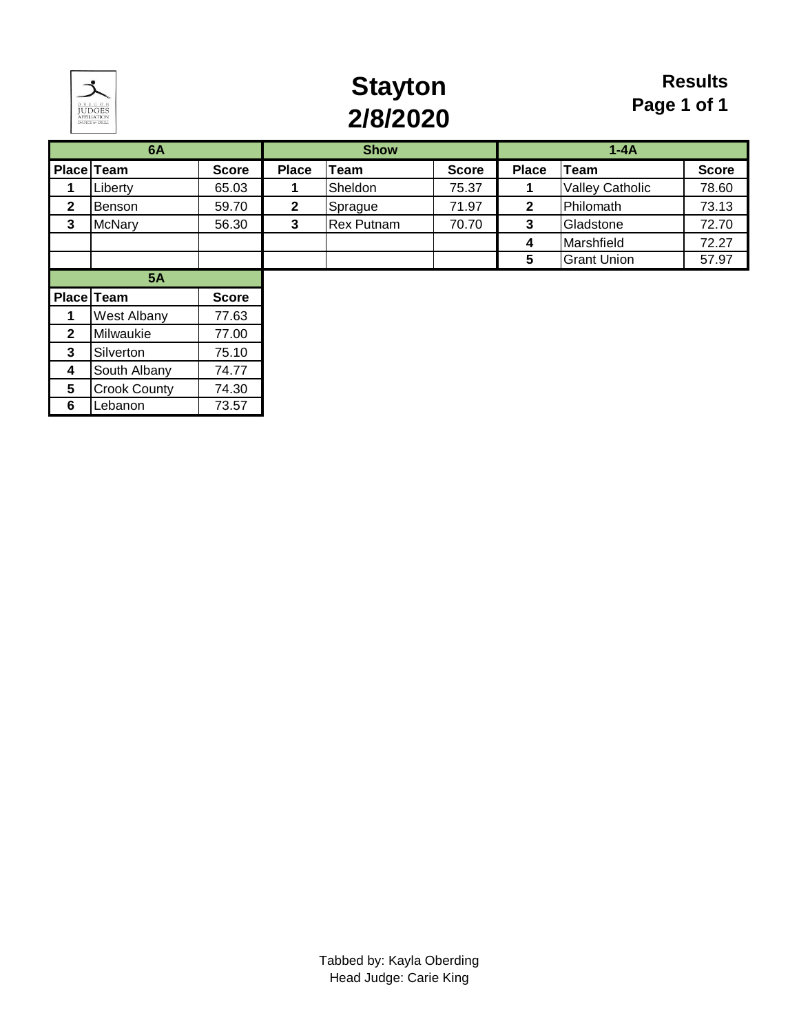# Stayton
## 2/8/2020

**Results**

### 6A

| Place | Team | Score |
|---|---|---|
| 1 | Liberty | 65.03 |
| 2 | Benson | 59.70 |
| 3 | McNary | 56.30 |

### Show

| Place | Team | Score |
|---|---|---|
| 1 | Sheldon | 75.37 |
| 2 | Sprague | 71.97 |
| 3 | Rex Putnam | 70.70 |

### 1-4A

| Place | Team | Score |
|---|---|---|
| 1 | Valley Catholic | 78.60 |
| 2 | Philomath | 73.13 |
| 3 | Gladstone | 72.70 |
| 4 | Marshfield | 72.27 |
| 5 | Grant Union | 57.97 |

### 5A

| Place | Team | Score |
|---|---|---|
| 1 | West Albany | 77.63 |
| 2 | Milwaukie | 77.00 |
| 3 | Silverton | 75.10 |
| 4 | South Albany | 74.77 |
| 5 | Crook County | 74.30 |
| 6 | Lebanon | 73.57 |

Tabbed by: Kayla Oberding
Head Judge: Carie King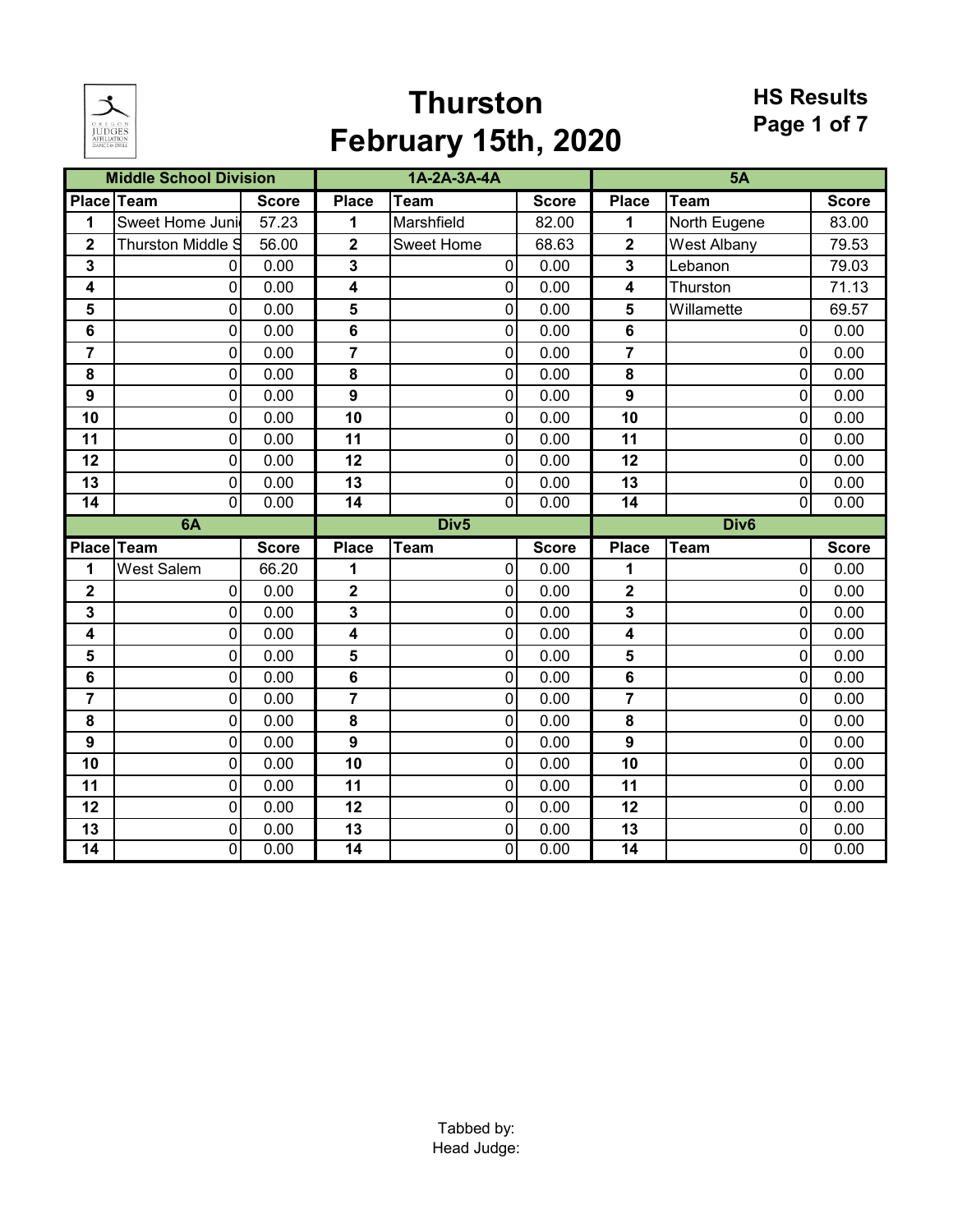# Thurston
# February 15th, 2020

**HS Results**
**Page 1 of 7**

| Middle School Division | | | 1A-2A-3A-4A | | | 5A | | |
|---|---|---|---|---|---|---|---|---|
| **Place** | **Team** | **Score** | **Place** | **Team** | **Score** | **Place** | **Team** | **Score** |
| 1 | Sweet Home Juni | 57.23 | 1 | Marshfield | 82.00 | 1 | North Eugene | 83.00 |
| 2 | Thurston Middle S | 56.00 | 2 | Sweet Home | 68.63 | 2 | West Albany | 79.53 |
| 3 | 0 | 0.00 | 3 | 0 | 0.00 | 3 | Lebanon | 79.03 |
| 4 | 0 | 0.00 | 4 | 0 | 0.00 | 4 | Thurston | 71.13 |
| 5 | 0 | 0.00 | 5 | 0 | 0.00 | 5 | Willamette | 69.57 |
| 6 | 0 | 0.00 | 6 | 0 | 0.00 | 6 | 0 | 0.00 |
| 7 | 0 | 0.00 | 7 | 0 | 0.00 | 7 | 0 | 0.00 |
| 8 | 0 | 0.00 | 8 | 0 | 0.00 | 8 | 0 | 0.00 |
| 9 | 0 | 0.00 | 9 | 0 | 0.00 | 9 | 0 | 0.00 |
| 10 | 0 | 0.00 | 10 | 0 | 0.00 | 10 | 0 | 0.00 |
| 11 | 0 | 0.00 | 11 | 0 | 0.00 | 11 | 0 | 0.00 |
| 12 | 0 | 0.00 | 12 | 0 | 0.00 | 12 | 0 | 0.00 |
| 13 | 0 | 0.00 | 13 | 0 | 0.00 | 13 | 0 | 0.00 |
| 14 | 0 | 0.00 | 14 | 0 | 0.00 | 14 | 0 | 0.00 |

| 6A | | | Div5 | | | Div6 | | |
|---|---|---|---|---|---|---|---|---|
| **Place** | **Team** | **Score** | **Place** | **Team** | **Score** | **Place** | **Team** | **Score** |
| 1 | West Salem | 66.20 | 1 | 0 | 0.00 | 1 | 0 | 0.00 |
| 2 | 0 | 0.00 | 2 | 0 | 0.00 | 2 | 0 | 0.00 |
| 3 | 0 | 0.00 | 3 | 0 | 0.00 | 3 | 0 | 0.00 |
| 4 | 0 | 0.00 | 4 | 0 | 0.00 | 4 | 0 | 0.00 |
| 5 | 0 | 0.00 | 5 | 0 | 0.00 | 5 | 0 | 0.00 |
| 6 | 0 | 0.00 | 6 | 0 | 0.00 | 6 | 0 | 0.00 |
| 7 | 0 | 0.00 | 7 | 0 | 0.00 | 7 | 0 | 0.00 |
| 8 | 0 | 0.00 | 8 | 0 | 0.00 | 8 | 0 | 0.00 |
| 9 | 0 | 0.00 | 9 | 0 | 0.00 | 9 | 0 | 0.00 |
| 10 | 0 | 0.00 | 10 | 0 | 0.00 | 10 | 0 | 0.00 |
| 11 | 0 | 0.00 | 11 | 0 | 0.00 | 11 | 0 | 0.00 |
| 12 | 0 | 0.00 | 12 | 0 | 0.00 | 12 | 0 | 0.00 |
| 13 | 0 | 0.00 | 13 | 0 | 0.00 | 13 | 0 | 0.00 |
| 14 | 0 | 0.00 | 14 | 0 | 0.00 | 14 | 0 | 0.00 |

Tabbed by:
Head Judge: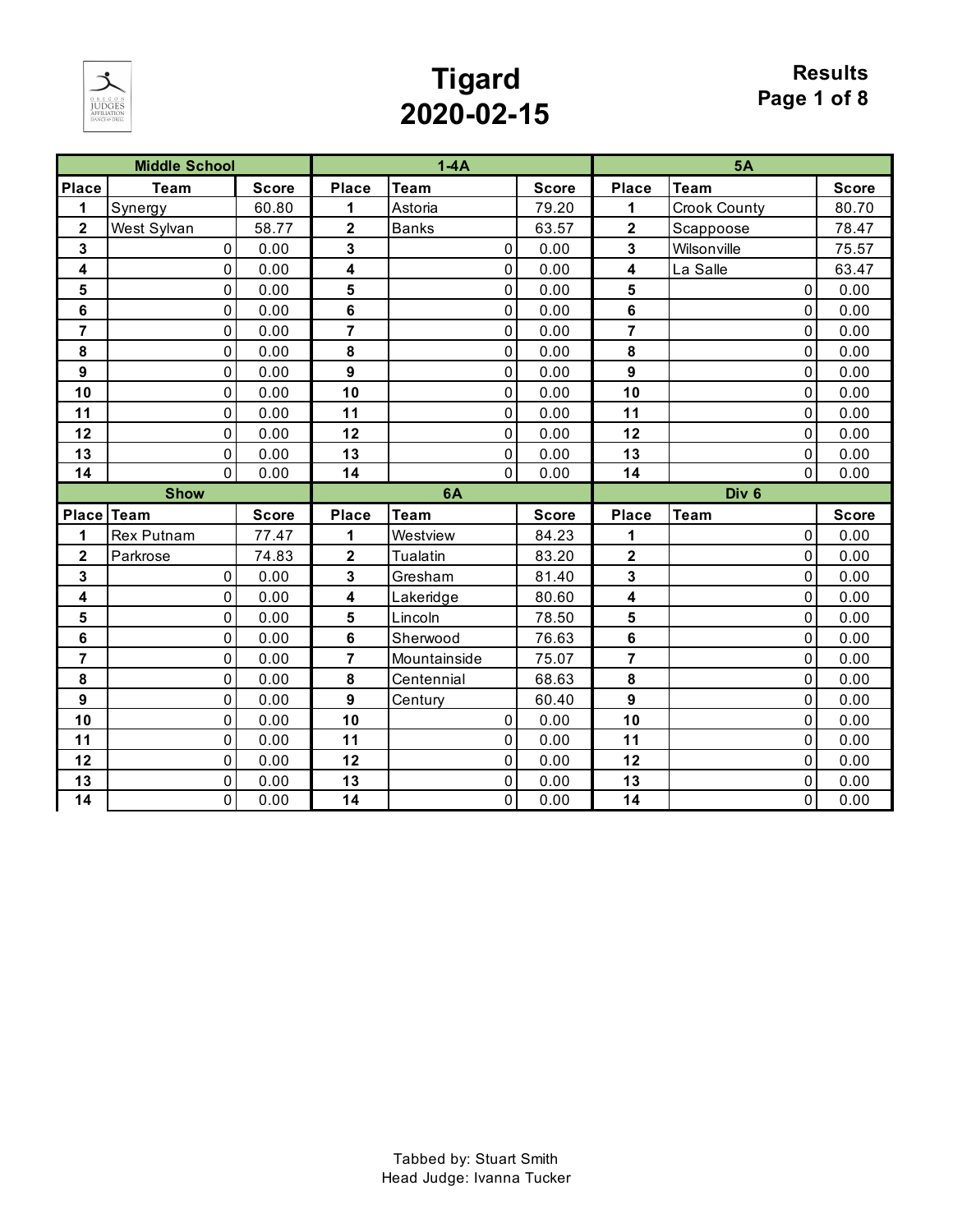# Tigard
# 2020-02-15

**Results**

| Middle School | | | 1-4A | | | 5A | | |
|---|---|---|---|---|---|---|---|---|
| **Place** | **Team** | **Score** | **Place** | **Team** | **Score** | **Place** | **Team** | **Score** |
| 1 | Synergy | 60.80 | 1 | Astoria | 79.20 | 1 | Crook County | 80.70 |
| 2 | West Sylvan | 58.77 | 2 | Banks | 63.57 | 2 | Scappoose | 78.47 |
| 3 | 0 | 0.00 | 3 | 0 | 0.00 | 3 | Wilsonville | 75.57 |
| 4 | 0 | 0.00 | 4 | 0 | 0.00 | 4 | La Salle | 63.47 |
| 5 | 0 | 0.00 | 5 | 0 | 0.00 | 5 | 0 | 0.00 |
| 6 | 0 | 0.00 | 6 | 0 | 0.00 | 6 | 0 | 0.00 |
| 7 | 0 | 0.00 | 7 | 0 | 0.00 | 7 | 0 | 0.00 |
| 8 | 0 | 0.00 | 8 | 0 | 0.00 | 8 | 0 | 0.00 |
| 9 | 0 | 0.00 | 9 | 0 | 0.00 | 9 | 0 | 0.00 |
| 10 | 0 | 0.00 | 10 | 0 | 0.00 | 10 | 0 | 0.00 |
| 11 | 0 | 0.00 | 11 | 0 | 0.00 | 11 | 0 | 0.00 |
| 12 | 0 | 0.00 | 12 | 0 | 0.00 | 12 | 0 | 0.00 |
| 13 | 0 | 0.00 | 13 | 0 | 0.00 | 13 | 0 | 0.00 |
| 14 | 0 | 0.00 | 14 | 0 | 0.00 | 14 | 0 | 0.00 |

| Show | | | 6A | | | Div 6 | | |
|---|---|---|---|---|---|---|---|---|
| **Place** | **Team** | **Score** | **Place** | **Team** | **Score** | **Place** | **Team** | **Score** |
| 1 | Rex Putnam | 77.47 | 1 | Westview | 84.23 | 1 | 0 | 0.00 |
| 2 | Parkrose | 74.83 | 2 | Tualatin | 83.20 | 2 | 0 | 0.00 |
| 3 | 0 | 0.00 | 3 | Gresham | 81.40 | 3 | 0 | 0.00 |
| 4 | 0 | 0.00 | 4 | Lakeridge | 80.60 | 4 | 0 | 0.00 |
| 5 | 0 | 0.00 | 5 | Lincoln | 78.50 | 5 | 0 | 0.00 |
| 6 | 0 | 0.00 | 6 | Sherwood | 76.63 | 6 | 0 | 0.00 |
| 7 | 0 | 0.00 | 7 | Mountainside | 75.07 | 7 | 0 | 0.00 |
| 8 | 0 | 0.00 | 8 | Centennial | 68.63 | 8 | 0 | 0.00 |
| 9 | 0 | 0.00 | 9 | Century | 60.40 | 9 | 0 | 0.00 |
| 10 | 0 | 0.00 | 10 | 0 | 0.00 | 10 | 0 | 0.00 |
| 11 | 0 | 0.00 | 11 | 0 | 0.00 | 11 | 0 | 0.00 |
| 12 | 0 | 0.00 | 12 | 0 | 0.00 | 12 | 0 | 0.00 |
| 13 | 0 | 0.00 | 13 | 0 | 0.00 | 13 | 0 | 0.00 |
| 14 | 0 | 0.00 | 14 | 0 | 0.00 | 14 | 0 | 0.00 |

Tabbed by: Stuart Smith
Head Judge: Ivanna Tucker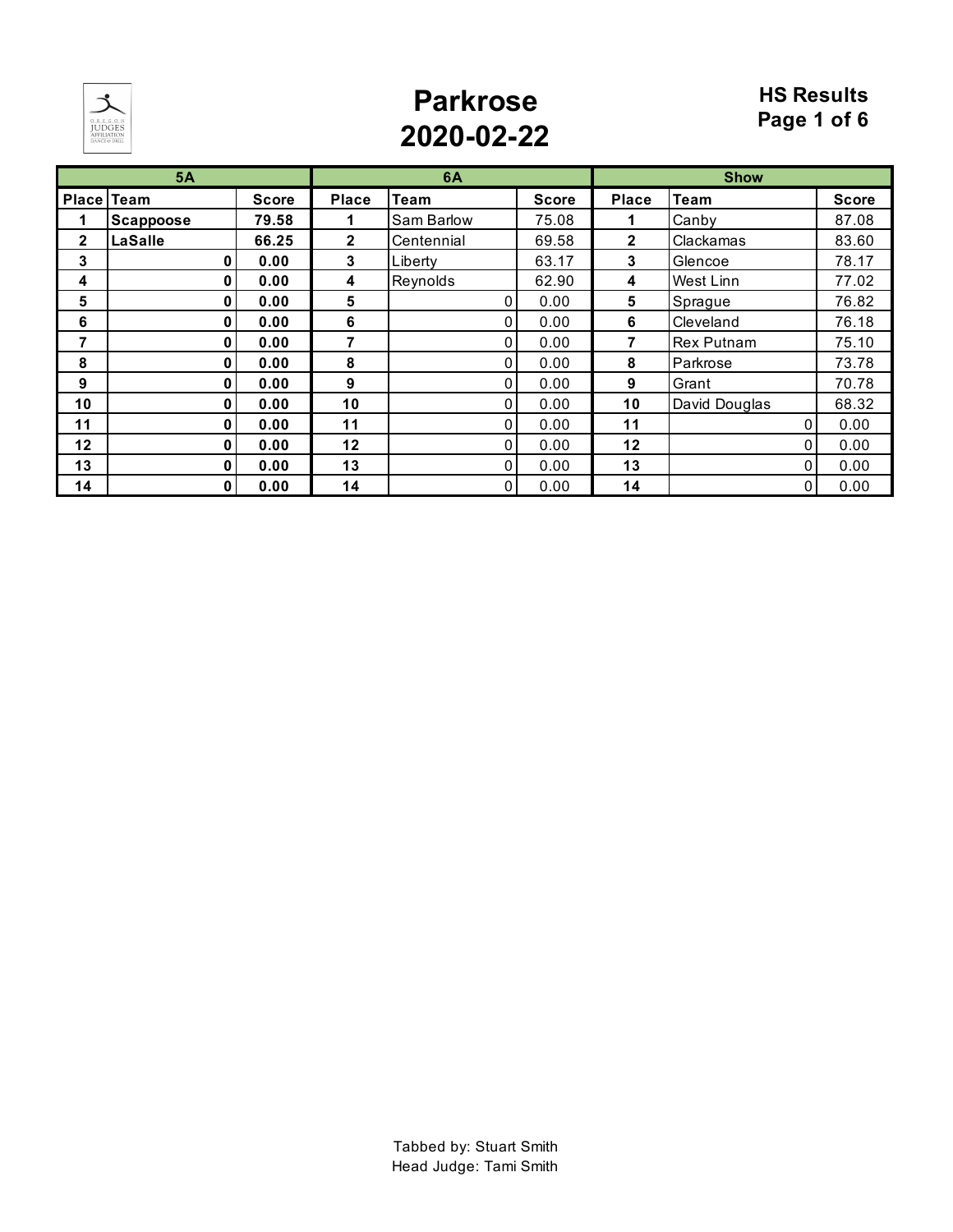# Parkrose
## 2020-02-22

**HS Results**

| 5A | | | 6A | | | Show | | |
|---|---|---|---|---|---|---|---|---|
| **Place** | **Team** | **Score** | **Place** | **Team** | **Score** | **Place** | **Team** | **Score** |
| **1** | **Scappoose** | **79.58** | **1** | Sam Barlow | 75.08 | **1** | Canby | 87.08 |
| **2** | **LaSalle** | **66.25** | **2** | Centennial | 69.58 | **2** | Clackamas | 83.60 |
| **3** | **0** | **0.00** | **3** | Liberty | 63.17 | **3** | Glencoe | 78.17 |
| **4** | **0** | **0.00** | **4** | Reynolds | 62.90 | **4** | West Linn | 77.02 |
| **5** | **0** | **0.00** | **5** | 0 | 0.00 | **5** | Sprague | 76.82 |
| **6** | **0** | **0.00** | **6** | 0 | 0.00 | **6** | Cleveland | 76.18 |
| **7** | **0** | **0.00** | **7** | 0 | 0.00 | **7** | Rex Putnam | 75.10 |
| **8** | **0** | **0.00** | **8** | 0 | 0.00 | **8** | Parkrose | 73.78 |
| **9** | **0** | **0.00** | **9** | 0 | 0.00 | **9** | Grant | 70.78 |
| **10** | **0** | **0.00** | **10** | 0 | 0.00 | **10** | David Douglas | 68.32 |
| **11** | **0** | **0.00** | **11** | 0 | 0.00 | **11** | 0 | 0.00 |
| **12** | **0** | **0.00** | **12** | 0 | 0.00 | **12** | 0 | 0.00 |
| **13** | **0** | **0.00** | **13** | 0 | 0.00 | **13** | 0 | 0.00 |
| **14** | **0** | **0.00** | **14** | 0 | 0.00 | **14** | 0 | 0.00 |

Tabbed by: Stuart Smith
Head Judge: Tami Smith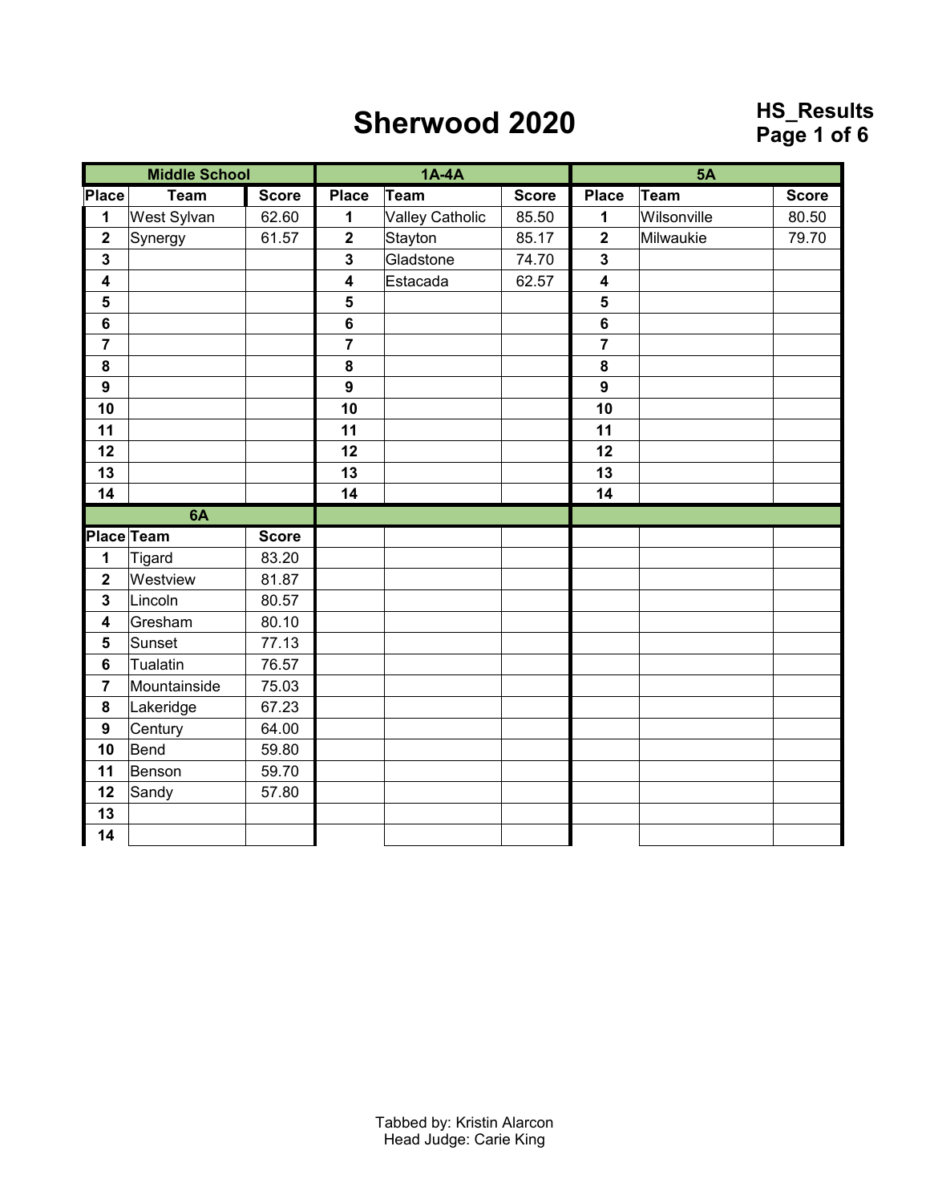# Sherwood 2020

**HS_Results**

| Middle School | | | 1A-4A | | | 5A | | |
|---|---|---|---|---|---|---|---|---|
| Place | Team | Score | Place | Team | Score | Place | Team | Score |
| 1 | West Sylvan | 62.60 | 1 | Valley Catholic | 85.50 | 1 | Wilsonville | 80.50 |
| 2 | Synergy | 61.57 | 2 | Stayton | 85.17 | 2 | Milwaukie | 79.70 |
| 3 | | | 3 | Gladstone | 74.70 | 3 | | |
| 4 | | | 4 | Estacada | 62.57 | 4 | | |
| 5 | | | 5 | | | 5 | | |
| 6 | | | 6 | | | 6 | | |
| 7 | | | 7 | | | 7 | | |
| 8 | | | 8 | | | 8 | | |
| 9 | | | 9 | | | 9 | | |
| 10 | | | 10 | | | 10 | | |
| 11 | | | 11 | | | 11 | | |
| 12 | | | 12 | | | 12 | | |
| 13 | | | 13 | | | 13 | | |
| 14 | | | 14 | | | 14 | | |

| 6A | | |
|---|---|---|
| Place | Team | Score |
| 1 | Tigard | 83.20 |
| 2 | Westview | 81.87 |
| 3 | Lincoln | 80.57 |
| 4 | Gresham | 80.10 |
| 5 | Sunset | 77.13 |
| 6 | Tualatin | 76.57 |
| 7 | Mountainside | 75.03 |
| 8 | Lakeridge | 67.23 |
| 9 | Century | 64.00 |
| 10 | Bend | 59.80 |
| 11 | Benson | 59.70 |
| 12 | Sandy | 57.80 |
| 13 | | |
| 14 | | |

Tabbed by: Kristin Alarcon
Head Judge: Carie King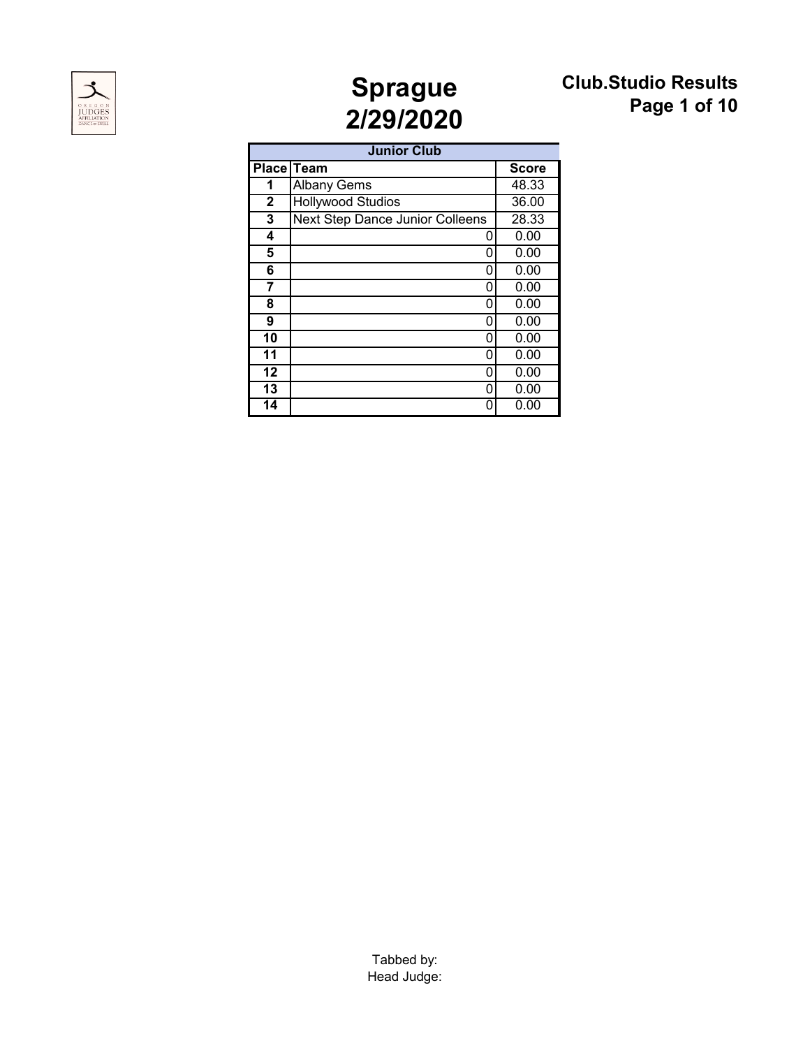# Sprague
## 2/29/2020

**Club.Studio Results**

| Junior Club | | |
|---|---|---|
| **Place** | **Team** | **Score** |
| **1** | Albany Gems | 48.33 |
| **2** | Hollywood Studios | 36.00 |
| **3** | Next Step Dance Junior Colleens | 28.33 |
| **4** | 0 | 0.00 |
| **5** | 0 | 0.00 |
| **6** | 0 | 0.00 |
| **7** | 0 | 0.00 |
| **8** | 0 | 0.00 |
| **9** | 0 | 0.00 |
| **10** | 0 | 0.00 |
| **11** | 0 | 0.00 |
| **12** | 0 | 0.00 |
| **13** | 0 | 0.00 |
| **14** | 0 | 0.00 |

Tabbed by:
Head Judge: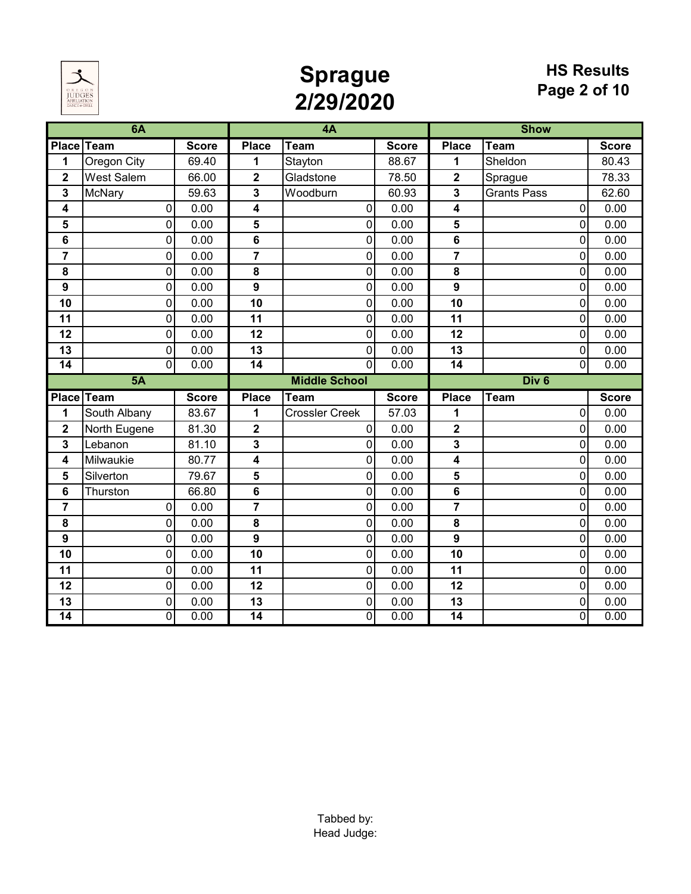# Sprague
## 2/29/2020

**HS Results**

| 6A | | | 4A | | | Show | | |
|---|---|---|---|---|---|---|---|---|
| **Place** | **Team** | **Score** | **Place** | **Team** | **Score** | **Place** | **Team** | **Score** |
| **1** | Oregon City | 69.40 | **1** | Stayton | 88.67 | **1** | Sheldon | 80.43 |
| **2** | West Salem | 66.00 | **2** | Gladstone | 78.50 | **2** | Sprague | 78.33 |
| **3** | McNary | 59.63 | **3** | Woodburn | 60.93 | **3** | Grants Pass | 62.60 |
| **4** | 0 | 0.00 | **4** | 0 | 0.00 | **4** | 0 | 0.00 |
| **5** | 0 | 0.00 | **5** | 0 | 0.00 | **5** | 0 | 0.00 |
| **6** | 0 | 0.00 | **6** | 0 | 0.00 | **6** | 0 | 0.00 |
| **7** | 0 | 0.00 | **7** | 0 | 0.00 | **7** | 0 | 0.00 |
| **8** | 0 | 0.00 | **8** | 0 | 0.00 | **8** | 0 | 0.00 |
| **9** | 0 | 0.00 | **9** | 0 | 0.00 | **9** | 0 | 0.00 |
| **10** | 0 | 0.00 | **10** | 0 | 0.00 | **10** | 0 | 0.00 |
| **11** | 0 | 0.00 | **11** | 0 | 0.00 | **11** | 0 | 0.00 |
| **12** | 0 | 0.00 | **12** | 0 | 0.00 | **12** | 0 | 0.00 |
| **13** | 0 | 0.00 | **13** | 0 | 0.00 | **13** | 0 | 0.00 |
| **14** | 0 | 0.00 | **14** | 0 | 0.00 | **14** | 0 | 0.00 |

| 5A | | | Middle School | | | Div 6 | | |
|---|---|---|---|---|---|---|---|---|
| **Place** | **Team** | **Score** | **Place** | **Team** | **Score** | **Place** | **Team** | **Score** |
| **1** | South Albany | 83.67 | **1** | Crossler Creek | 57.03 | **1** | 0 | 0.00 |
| **2** | North Eugene | 81.30 | **2** | 0 | 0.00 | **2** | 0 | 0.00 |
| **3** | Lebanon | 81.10 | **3** | 0 | 0.00 | **3** | 0 | 0.00 |
| **4** | Milwaukie | 80.77 | **4** | 0 | 0.00 | **4** | 0 | 0.00 |
| **5** | Silverton | 79.67 | **5** | 0 | 0.00 | **5** | 0 | 0.00 |
| **6** | Thurston | 66.80 | **6** | 0 | 0.00 | **6** | 0 | 0.00 |
| **7** | 0 | 0.00 | **7** | 0 | 0.00 | **7** | 0 | 0.00 |
| **8** | 0 | 0.00 | **8** | 0 | 0.00 | **8** | 0 | 0.00 |
| **9** | 0 | 0.00 | **9** | 0 | 0.00 | **9** | 0 | 0.00 |
| **10** | 0 | 0.00 | **10** | 0 | 0.00 | **10** | 0 | 0.00 |
| **11** | 0 | 0.00 | **11** | 0 | 0.00 | **11** | 0 | 0.00 |
| **12** | 0 | 0.00 | **12** | 0 | 0.00 | **12** | 0 | 0.00 |
| **13** | 0 | 0.00 | **13** | 0 | 0.00 | **13** | 0 | 0.00 |
| **14** | 0 | 0.00 | **14** | 0 | 0.00 | **14** | 0 | 0.00 |

Tabbed by:
Head Judge: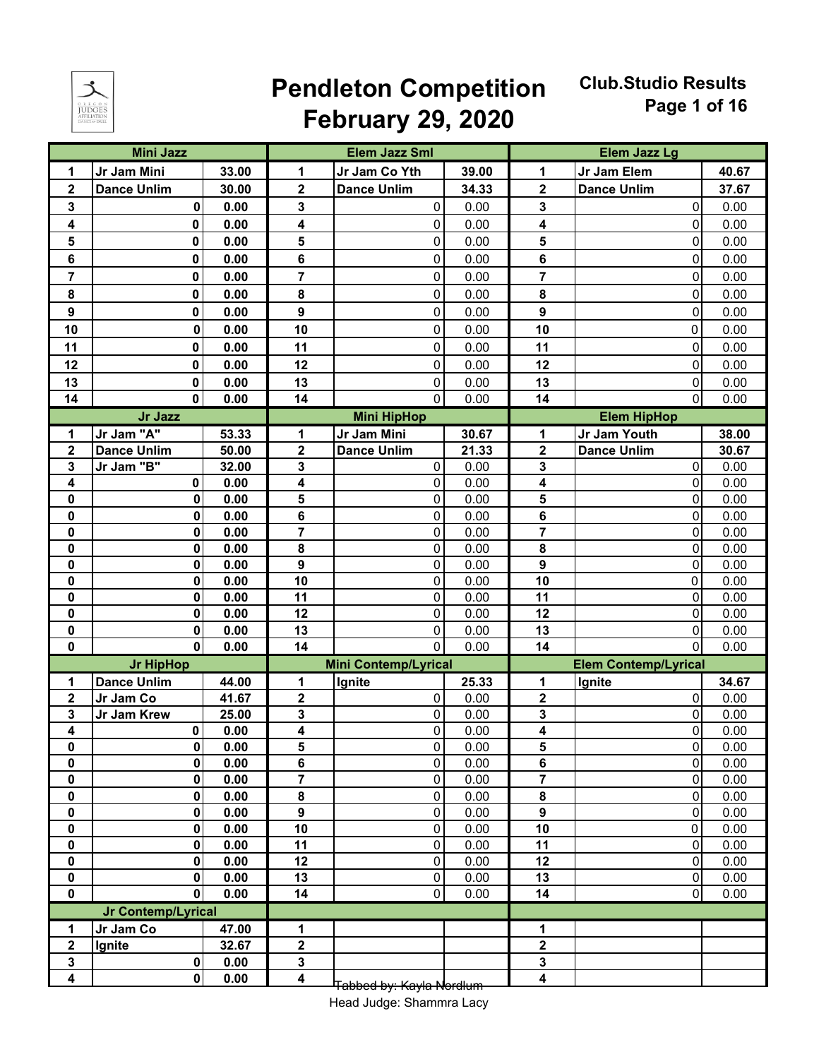# Pendleton Competition February 29, 2020

**Club.Studio Results**

| Mini Jazz | | | Elem Jazz Sml | | | Elem Jazz Lg | | |
|---|---|---|---|---|---|---|---|---|
| 1 | Jr Jam Mini | 33.00 | 1 | Jr Jam Co Yth | 39.00 | 1 | Jr Jam Elem | 40.67 |
| 2 | Dance Unlim | 30.00 | 2 | Dance Unlim | 34.33 | 2 | Dance Unlim | 37.67 |
| 3 | 0 | 0.00 | 3 | 0 | 0.00 | 3 | 0 | 0.00 |
| 4 | 0 | 0.00 | 4 | 0 | 0.00 | 4 | 0 | 0.00 |
| 5 | 0 | 0.00 | 5 | 0 | 0.00 | 5 | 0 | 0.00 |
| 6 | 0 | 0.00 | 6 | 0 | 0.00 | 6 | 0 | 0.00 |
| 7 | 0 | 0.00 | 7 | 0 | 0.00 | 7 | 0 | 0.00 |
| 8 | 0 | 0.00 | 8 | 0 | 0.00 | 8 | 0 | 0.00 |
| 9 | 0 | 0.00 | 9 | 0 | 0.00 | 9 | 0 | 0.00 |
| 10 | 0 | 0.00 | 10 | 0 | 0.00 | 10 | 0 | 0.00 |
| 11 | 0 | 0.00 | 11 | 0 | 0.00 | 11 | 0 | 0.00 |
| 12 | 0 | 0.00 | 12 | 0 | 0.00 | 12 | 0 | 0.00 |
| 13 | 0 | 0.00 | 13 | 0 | 0.00 | 13 | 0 | 0.00 |
| 14 | 0 | 0.00 | 14 | 0 | 0.00 | 14 | 0 | 0.00 |

| Jr Jazz | | | Mini HipHop | | | Elem HipHop | | |
|---|---|---|---|---|---|---|---|---|
| 1 | Jr Jam "A" | 53.33 | 1 | Jr Jam Mini | 30.67 | 1 | Jr Jam Youth | 38.00 |
| 2 | Dance Unlim | 50.00 | 2 | Dance Unlim | 21.33 | 2 | Dance Unlim | 30.67 |
| 3 | Jr Jam "B" | 32.00 | 3 | 0 | 0.00 | 3 | 0 | 0.00 |
| 4 | 0 | 0.00 | 4 | 0 | 0.00 | 4 | 0 | 0.00 |
| 0 | 0 | 0.00 | 5 | 0 | 0.00 | 5 | 0 | 0.00 |
| 0 | 0 | 0.00 | 6 | 0 | 0.00 | 6 | 0 | 0.00 |
| 0 | 0 | 0.00 | 7 | 0 | 0.00 | 7 | 0 | 0.00 |
| 0 | 0 | 0.00 | 8 | 0 | 0.00 | 8 | 0 | 0.00 |
| 0 | 0 | 0.00 | 9 | 0 | 0.00 | 9 | 0 | 0.00 |
| 0 | 0 | 0.00 | 10 | 0 | 0.00 | 10 | 0 | 0.00 |
| 0 | 0 | 0.00 | 11 | 0 | 0.00 | 11 | 0 | 0.00 |
| 0 | 0 | 0.00 | 12 | 0 | 0.00 | 12 | 0 | 0.00 |
| 0 | 0 | 0.00 | 13 | 0 | 0.00 | 13 | 0 | 0.00 |
| 0 | 0 | 0.00 | 14 | 0 | 0.00 | 14 | 0 | 0.00 |

| Jr HipHop | | | Mini Contemp/Lyrical | | | Elem Contemp/Lyrical | | |
|---|---|---|---|---|---|---|---|---|
| 1 | Dance Unlim | 44.00 | 1 | Ignite | 25.33 | 1 | Ignite | 34.67 |
| 2 | Jr Jam Co | 41.67 | 2 | 0 | 0.00 | 2 | 0 | 0.00 |
| 3 | Jr Jam Krew | 25.00 | 3 | 0 | 0.00 | 3 | 0 | 0.00 |
| 4 | 0 | 0.00 | 4 | 0 | 0.00 | 4 | 0 | 0.00 |
| 0 | 0 | 0.00 | 5 | 0 | 0.00 | 5 | 0 | 0.00 |
| 0 | 0 | 0.00 | 6 | 0 | 0.00 | 6 | 0 | 0.00 |
| 0 | 0 | 0.00 | 7 | 0 | 0.00 | 7 | 0 | 0.00 |
| 0 | 0 | 0.00 | 8 | 0 | 0.00 | 8 | 0 | 0.00 |
| 0 | 0 | 0.00 | 9 | 0 | 0.00 | 9 | 0 | 0.00 |
| 0 | 0 | 0.00 | 10 | 0 | 0.00 | 10 | 0 | 0.00 |
| 0 | 0 | 0.00 | 11 | 0 | 0.00 | 11 | 0 | 0.00 |
| 0 | 0 | 0.00 | 12 | 0 | 0.00 | 12 | 0 | 0.00 |
| 0 | 0 | 0.00 | 13 | 0 | 0.00 | 13 | 0 | 0.00 |
| 0 | 0 | 0.00 | 14 | 0 | 0.00 | 14 | 0 | 0.00 |

| Jr Contemp/Lyrical | | | | | | | | |
|---|---|---|---|---|---|---|---|---|
| 1 | Jr Jam Co | 47.00 | 1 | | | 1 | | |
| 2 | Ignite | 32.67 | 2 | | | 2 | | |
| 3 | 0 | 0.00 | 3 | | | 3 | | |
| 4 | 0 | 0.00 | 4 | | | 4 | | |

Tabbed by: Kayla Nordlum

Head Judge: Shammra Lacy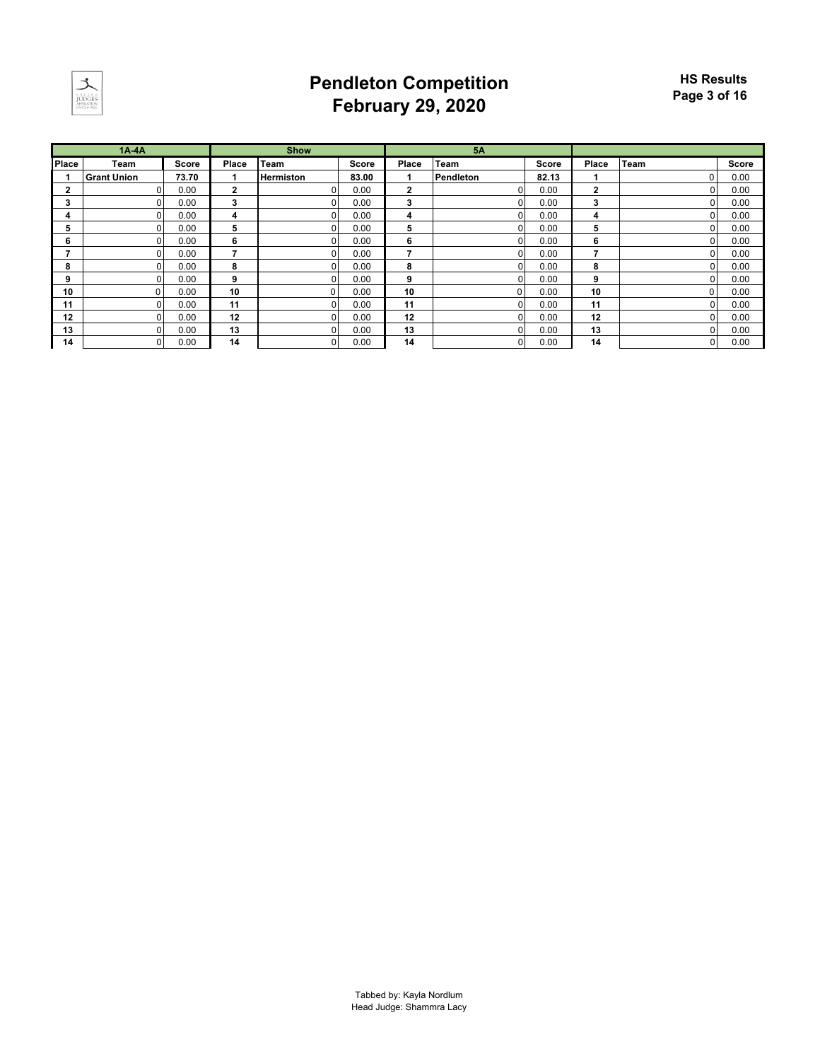# Pendleton Competition
## February 29, 2020

HS Results

| 1A-4A | | | Show | | | 5A | | | | | |
|---|---|---|---|---|---|---|---|---|---|---|---|
| Place | Team | Score | Place | Team | Score | Place | Team | Score | Place | Team | Score |
| 1 | Grant Union | 73.70 | 1 | Hermiston | 83.00 | 1 | Pendleton | 82.13 | 1 | 0 | 0.00 |
| 2 | 0 | 0.00 | 2 | 0 | 0.00 | 2 | 0 | 0.00 | 2 | 0 | 0.00 |
| 3 | 0 | 0.00 | 3 | 0 | 0.00 | 3 | 0 | 0.00 | 3 | 0 | 0.00 |
| 4 | 0 | 0.00 | 4 | 0 | 0.00 | 4 | 0 | 0.00 | 4 | 0 | 0.00 |
| 5 | 0 | 0.00 | 5 | 0 | 0.00 | 5 | 0 | 0.00 | 5 | 0 | 0.00 |
| 6 | 0 | 0.00 | 6 | 0 | 0.00 | 6 | 0 | 0.00 | 6 | 0 | 0.00 |
| 7 | 0 | 0.00 | 7 | 0 | 0.00 | 7 | 0 | 0.00 | 7 | 0 | 0.00 |
| 8 | 0 | 0.00 | 8 | 0 | 0.00 | 8 | 0 | 0.00 | 8 | 0 | 0.00 |
| 9 | 0 | 0.00 | 9 | 0 | 0.00 | 9 | 0 | 0.00 | 9 | 0 | 0.00 |
| 10 | 0 | 0.00 | 10 | 0 | 0.00 | 10 | 0 | 0.00 | 10 | 0 | 0.00 |
| 11 | 0 | 0.00 | 11 | 0 | 0.00 | 11 | 0 | 0.00 | 11 | 0 | 0.00 |
| 12 | 0 | 0.00 | 12 | 0 | 0.00 | 12 | 0 | 0.00 | 12 | 0 | 0.00 |
| 13 | 0 | 0.00 | 13 | 0 | 0.00 | 13 | 0 | 0.00 | 13 | 0 | 0.00 |
| 14 | 0 | 0.00 | 14 | 0 | 0.00 | 14 | 0 | 0.00 | 14 | 0 | 0.00 |

Tabbed by: Kayla Nordlum
Head Judge: Shammra Lacy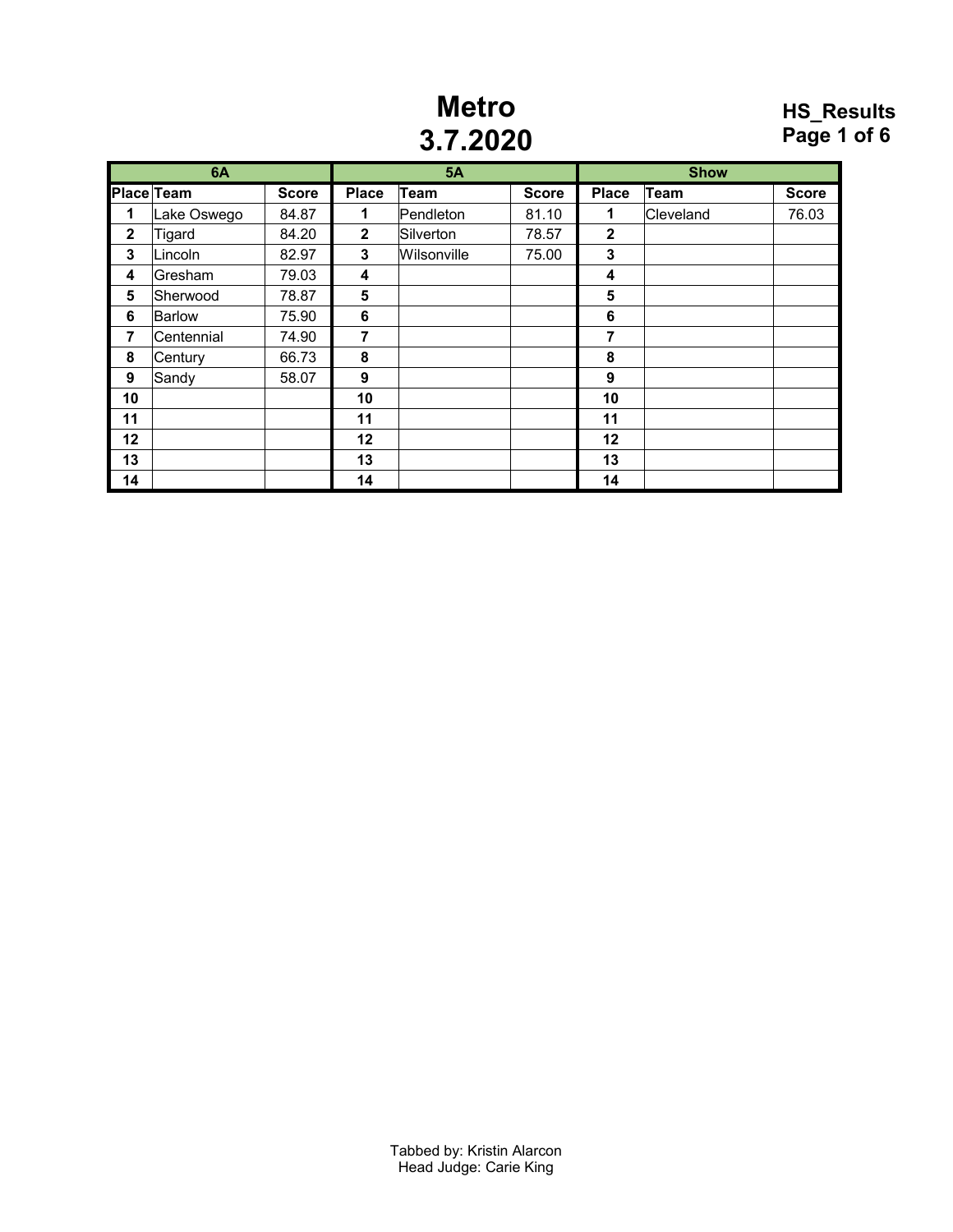# Metro
## 3.7.2020

**HS_Results**

| 6A | | | 5A | | | Show | | |
|---|---|---|---|---|---|---|---|---|
| **Place** | **Team** | **Score** | **Place** | **Team** | **Score** | **Place** | **Team** | **Score** |
| **1** | Lake Oswego | 84.87 | **1** | Pendleton | 81.10 | **1** | Cleveland | 76.03 |
| **2** | Tigard | 84.20 | **2** | Silverton | 78.57 | **2** | | |
| **3** | Lincoln | 82.97 | **3** | Wilsonville | 75.00 | **3** | | |
| **4** | Gresham | 79.03 | **4** | | | **4** | | |
| **5** | Sherwood | 78.87 | **5** | | | **5** | | |
| **6** | Barlow | 75.90 | **6** | | | **6** | | |
| **7** | Centennial | 74.90 | **7** | | | **7** | | |
| **8** | Century | 66.73 | **8** | | | **8** | | |
| **9** | Sandy | 58.07 | **9** | | | **9** | | |
| **10** | | | **10** | | | **10** | | |
| **11** | | | **11** | | | **11** | | |
| **12** | | | **12** | | | **12** | | |
| **13** | | | **13** | | | **13** | | |
| **14** | | | **14** | | | **14** | | |

Tabbed by: Kristin Alarcon
Head Judge: Carie King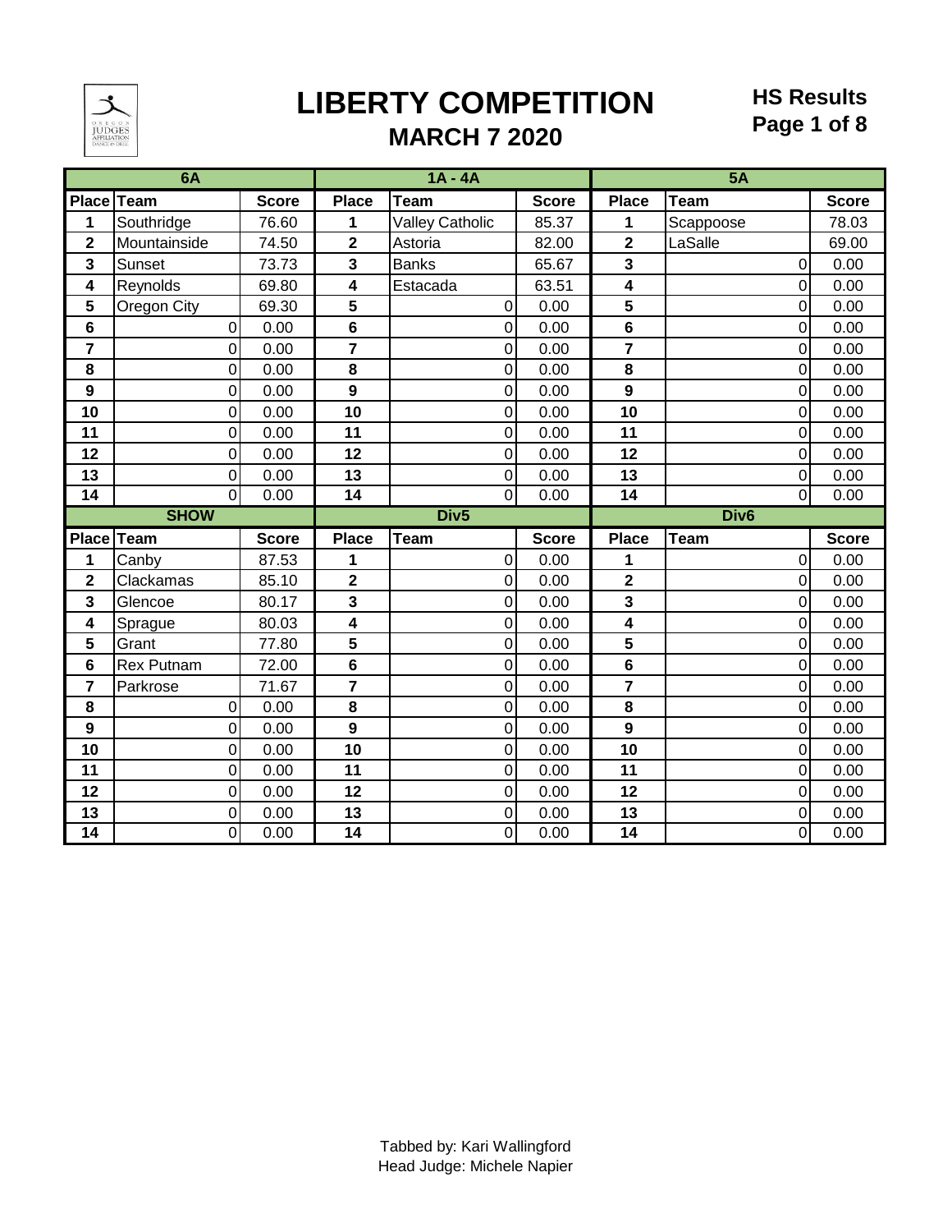# LIBERTY COMPETITION

## MARCH 7 2020

**HS Results**
**Page 1 of 8**

| 6A | | | 1A - 4A | | | 5A | | |
|---|---|---|---|---|---|---|---|---|
| **Place** | **Team** | **Score** | **Place** | **Team** | **Score** | **Place** | **Team** | **Score** |
| 1 | Southridge | 76.60 | 1 | Valley Catholic | 85.37 | 1 | Scappoose | 78.03 |
| 2 | Mountainside | 74.50 | 2 | Astoria | 82.00 | 2 | LaSalle | 69.00 |
| 3 | Sunset | 73.73 | 3 | Banks | 65.67 | 3 | 0 | 0.00 |
| 4 | Reynolds | 69.80 | 4 | Estacada | 63.51 | 4 | 0 | 0.00 |
| 5 | Oregon City | 69.30 | 5 | 0 | 0.00 | 5 | 0 | 0.00 |
| 6 | 0 | 0.00 | 6 | 0 | 0.00 | 6 | 0 | 0.00 |
| 7 | 0 | 0.00 | 7 | 0 | 0.00 | 7 | 0 | 0.00 |
| 8 | 0 | 0.00 | 8 | 0 | 0.00 | 8 | 0 | 0.00 |
| 9 | 0 | 0.00 | 9 | 0 | 0.00 | 9 | 0 | 0.00 |
| 10 | 0 | 0.00 | 10 | 0 | 0.00 | 10 | 0 | 0.00 |
| 11 | 0 | 0.00 | 11 | 0 | 0.00 | 11 | 0 | 0.00 |
| 12 | 0 | 0.00 | 12 | 0 | 0.00 | 12 | 0 | 0.00 |
| 13 | 0 | 0.00 | 13 | 0 | 0.00 | 13 | 0 | 0.00 |
| 14 | 0 | 0.00 | 14 | 0 | 0.00 | 14 | 0 | 0.00 |
| **SHOW** | | | **Div5** | | | **Div6** | | |
| **Place** | **Team** | **Score** | **Place** | **Team** | **Score** | **Place** | **Team** | **Score** |
| 1 | Canby | 87.53 | 1 | 0 | 0.00 | 1 | 0 | 0.00 |
| 2 | Clackamas | 85.10 | 2 | 0 | 0.00 | 2 | 0 | 0.00 |
| 3 | Glencoe | 80.17 | 3 | 0 | 0.00 | 3 | 0 | 0.00 |
| 4 | Sprague | 80.03 | 4 | 0 | 0.00 | 4 | 0 | 0.00 |
| 5 | Grant | 77.80 | 5 | 0 | 0.00 | 5 | 0 | 0.00 |
| 6 | Rex Putnam | 72.00 | 6 | 0 | 0.00 | 6 | 0 | 0.00 |
| 7 | Parkrose | 71.67 | 7 | 0 | 0.00 | 7 | 0 | 0.00 |
| 8 | 0 | 0.00 | 8 | 0 | 0.00 | 8 | 0 | 0.00 |
| 9 | 0 | 0.00 | 9 | 0 | 0.00 | 9 | 0 | 0.00 |
| 10 | 0 | 0.00 | 10 | 0 | 0.00 | 10 | 0 | 0.00 |
| 11 | 0 | 0.00 | 11 | 0 | 0.00 | 11 | 0 | 0.00 |
| 12 | 0 | 0.00 | 12 | 0 | 0.00 | 12 | 0 | 0.00 |
| 13 | 0 | 0.00 | 13 | 0 | 0.00 | 13 | 0 | 0.00 |
| 14 | 0 | 0.00 | 14 | 0 | 0.00 | 14 | 0 | 0.00 |

Tabbed by: Kari Wallingford
Head Judge: Michele Napier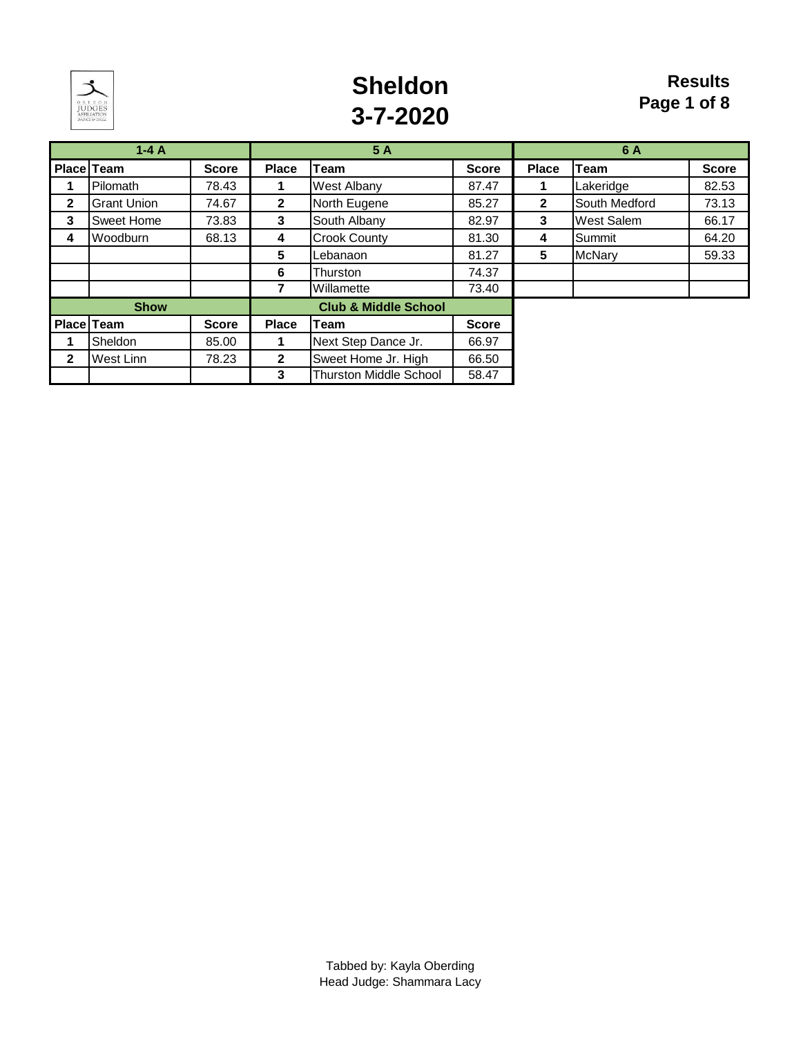# Sheldon
# 3-7-2020

**Results**

| 1-4 A | | | 5 A | | | 6 A | | |
|---|---|---|---|---|---|---|---|---|
| **Place** | **Team** | **Score** | **Place** | **Team** | **Score** | **Place** | **Team** | **Score** |
| 1 | Pilomath | 78.43 | 1 | West Albany | 87.47 | 1 | Lakeridge | 82.53 |
| 2 | Grant Union | 74.67 | 2 | North Eugene | 85.27 | 2 | South Medford | 73.13 |
| 3 | Sweet Home | 73.83 | 3 | South Albany | 82.97 | 3 | West Salem | 66.17 |
| 4 | Woodburn | 68.13 | 4 | Crook County | 81.30 | 4 | Summit | 64.20 |
| | | | 5 | Lebanaon | 81.27 | 5 | McNary | 59.33 |
| | | | 6 | Thurston | 74.37 | | | |
| | | | 7 | Willamette | 73.40 | | | |

| Show | | | Club & Middle School | | |
|---|---|---|---|---|---|
| **Place** | **Team** | **Score** | **Place** | **Team** | **Score** |
| 1 | Sheldon | 85.00 | 1 | Next Step Dance Jr. | 66.97 |
| 2 | West Linn | 78.23 | 2 | Sweet Home Jr. High | 66.50 |
| | | | 3 | Thurston Middle School | 58.47 |

Tabbed by: Kayla Oberding
Head Judge: Shammara Lacy